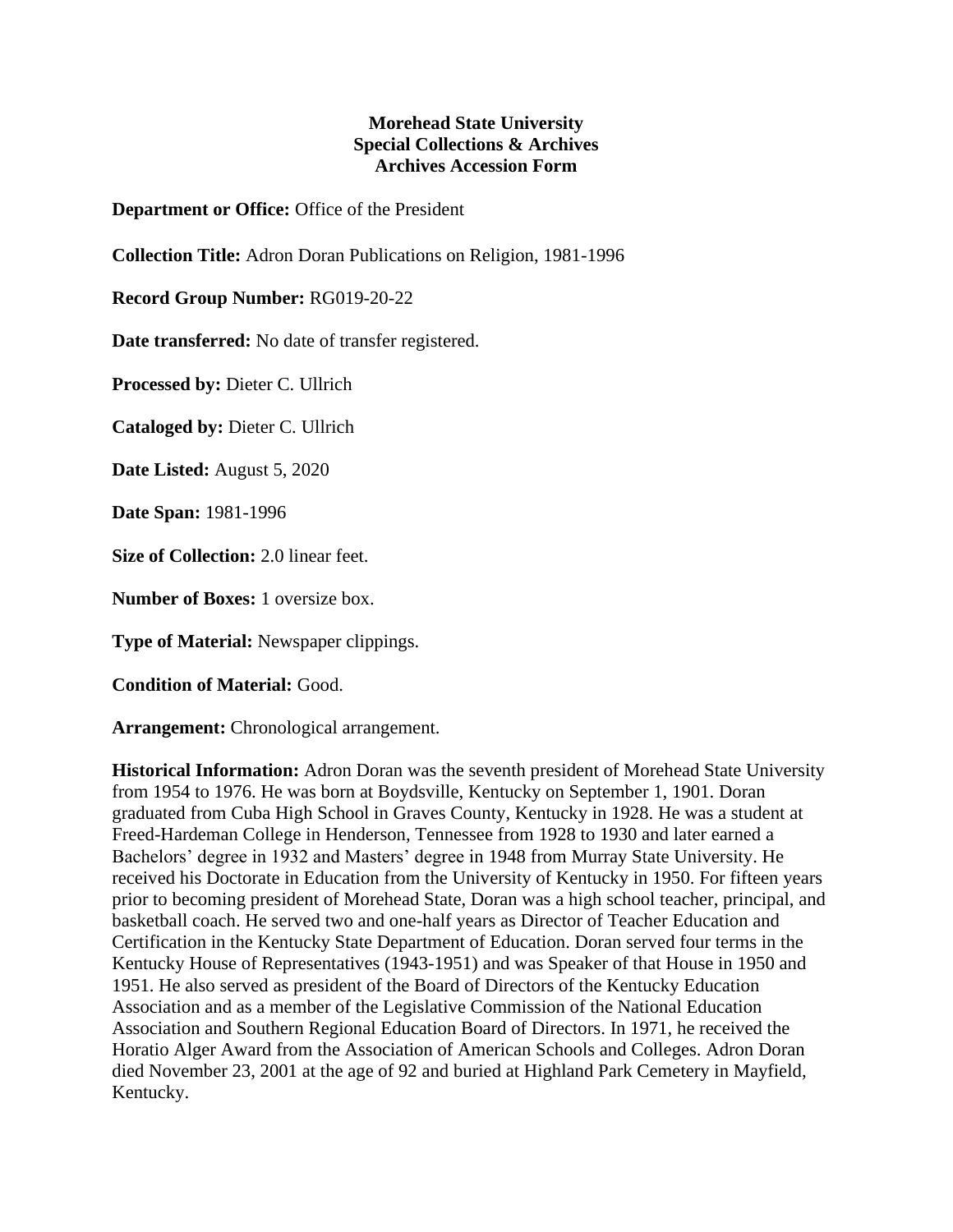**Morehead State University**
**Special Collections & Archives**
**Archives Accession Form**

**Department or Office:** Office of the President

**Collection Title:** Adron Doran Publications on Religion, 1981-1996

**Record Group Number:** RG019-20-22

**Date transferred:** No date of transfer registered.

**Processed by:** Dieter C. Ullrich

**Cataloged by:** Dieter C. Ullrich

**Date Listed:** August 5, 2020

**Date Span:** 1981-1996

**Size of Collection:** 2.0 linear feet.

**Number of Boxes:** 1 oversize box.

**Type of Material:** Newspaper clippings.

**Condition of Material:** Good.

**Arrangement:** Chronological arrangement.

**Historical Information:** Adron Doran was the seventh president of Morehead State University from 1954 to 1976. He was born at Boydsville, Kentucky on September 1, 1901. Doran graduated from Cuba High School in Graves County, Kentucky in 1928. He was a student at Freed-Hardeman College in Henderson, Tennessee from 1928 to 1930 and later earned a Bachelors' degree in 1932 and Masters' degree in 1948 from Murray State University. He received his Doctorate in Education from the University of Kentucky in 1950. For fifteen years prior to becoming president of Morehead State, Doran was a high school teacher, principal, and basketball coach. He served two and one-half years as Director of Teacher Education and Certification in the Kentucky State Department of Education. Doran served four terms in the Kentucky House of Representatives (1943-1951) and was Speaker of that House in 1950 and 1951. He also served as president of the Board of Directors of the Kentucky Education Association and as a member of the Legislative Commission of the National Education Association and Southern Regional Education Board of Directors. In 1971, he received the Horatio Alger Award from the Association of American Schools and Colleges. Adron Doran died November 23, 2001 at the age of 92 and buried at Highland Park Cemetery in Mayfield, Kentucky.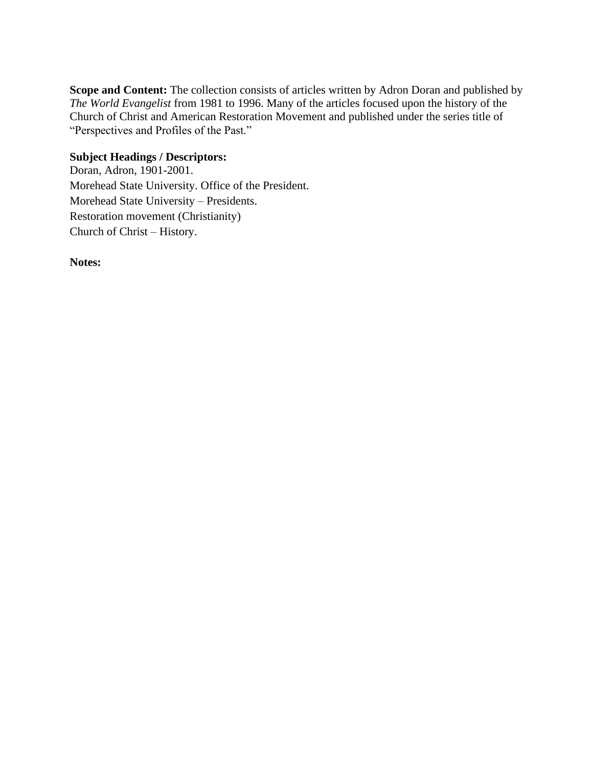**Scope and Content:** The collection consists of articles written by Adron Doran and published by *The World Evangelist* from 1981 to 1996. Many of the articles focused upon the history of the Church of Christ and American Restoration Movement and published under the series title of "Perspectives and Profiles of the Past."

**Subject Headings / Descriptors:**
Doran, Adron, 1901-2001.
Morehead State University. Office of the President.
Morehead State University – Presidents.
Restoration movement (Christianity)
Church of Christ – History.

**Notes:**